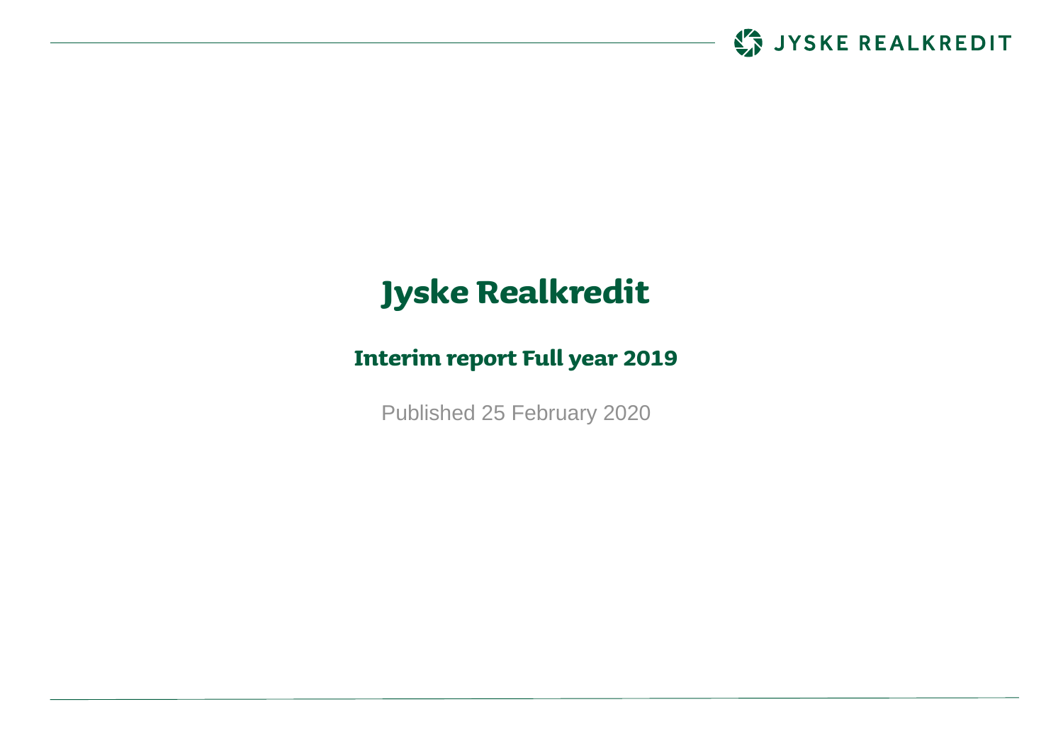# Jyske Realkredit

## Interim report Full year 2019

Published 25 February 2020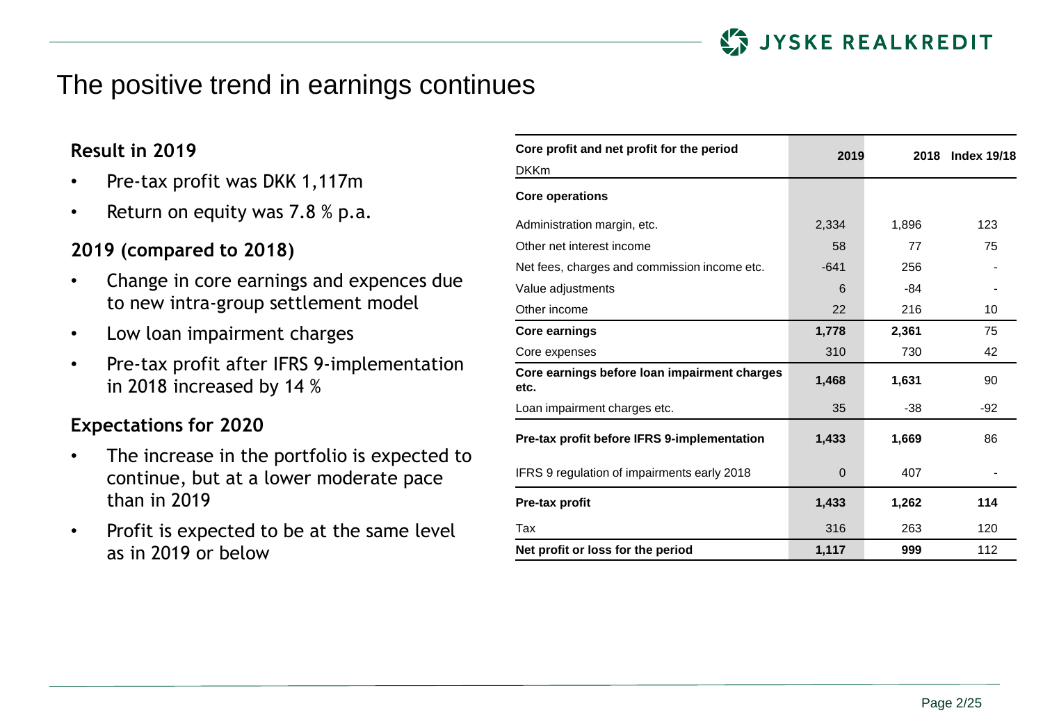# The positive trend in earnings continues

### Result in 2019

- Pre-tax profit was DKK 1,117m
- Return on equity was 7.8 % p.a.

### 2019 (compared to 2018)

- Change in core earnings and expences due to new intra-group settlement model
- Low loan impairment charges
- Pre-tax profit after IFRS 9-implementation in 2018 increased by 14 %

### Expectations for 2020

- The increase in the portfolio is expected to continue, but at a lower moderate pace than in 2019
- Profit is expected to be at the same level as in 2019 or below

| **Core profit and net profit for the period**<br>DKKm | **2019** | **2018** | **Index 19/18** |
|---|---|---|---|
| **Core operations** | | | |
| Administration margin, etc. | 2,334 | 1,896 | 123 |
| Other net interest income | 58 | 77 | 75 |
| Net fees, charges and commission income etc. | -641 | 256 | - |
| Value adjustments | 6 | -84 | - |
| Other income | 22 | 216 | 10 |
| **Core earnings** | **1,778** | **2,361** | 75 |
| Core expenses | 310 | 730 | 42 |
| **Core earnings before loan impairment charges etc.** | **1,468** | **1,631** | 90 |
| Loan impairment charges etc. | 35 | -38 | -92 |
| **Pre-tax profit before IFRS 9-implementation** | **1,433** | **1,669** | 86 |
| IFRS 9 regulation of impairments early 2018 | 0 | 407 | - |
| **Pre-tax profit** | **1,433** | **1,262** | **114** |
| Tax | 316 | 263 | 120 |
| **Net profit or loss for the period** | **1,117** | **999** | 112 |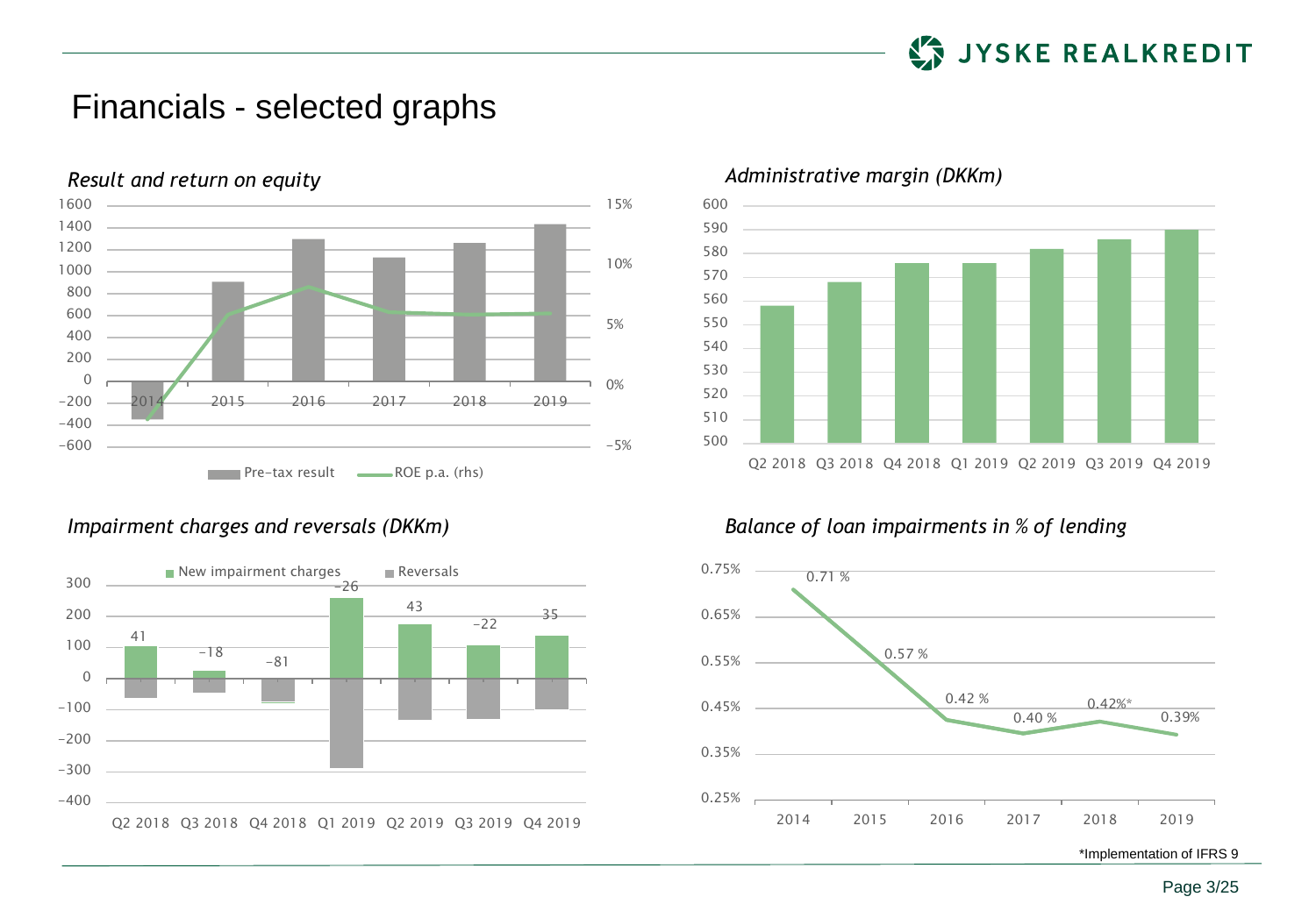# Financials - selected graphs

*Result and return on equity*

Legend: Pre-tax result; ROE p.a. (rhs)

Left axis: 1600, 1400, 1200, 1000, 800, 600, 400, 200, 0, -200, -400, -600
Right axis: 15%, 10%, 5%, 0%, -5%

Years: 2014, 2015, 2016, 2017, 2018, 2019

*Administrative margin (DKKm)*

Axis: 600, 590, 580, 570, 560, 550, 540, 530, 520, 510, 500

Q2 2018, Q3 2018, Q4 2018, Q1 2019, Q2 2019, Q3 2019, Q4 2019

*Impairment charges and reversals (DKKm)*

Legend: New impairment charges; Reversals

| | Q2 2018 | Q3 2018 | Q4 2018 | Q1 2019 | Q2 2019 | Q3 2019 | Q4 2019 |
|---|---|---|---|---|---|---|---|
| Net | 41 | -18 | -81 | -26 | 43 | -22 | 35 |

Axis: 300, 200, 100, 0, -100, -200, -300, -400

*Balance of loan impairments in % of lending*

| 2014 | 2015 | 2016 | 2017 | 2018 | 2019 |
|---|---|---|---|---|---|
| 0.71 % | 0.57 % | 0.42 % | 0.40 % | 0.42%* | 0.39% |

Axis: 0.75%, 0.65%, 0.55%, 0.45%, 0.35%, 0.25%

*Implementation of IFRS 9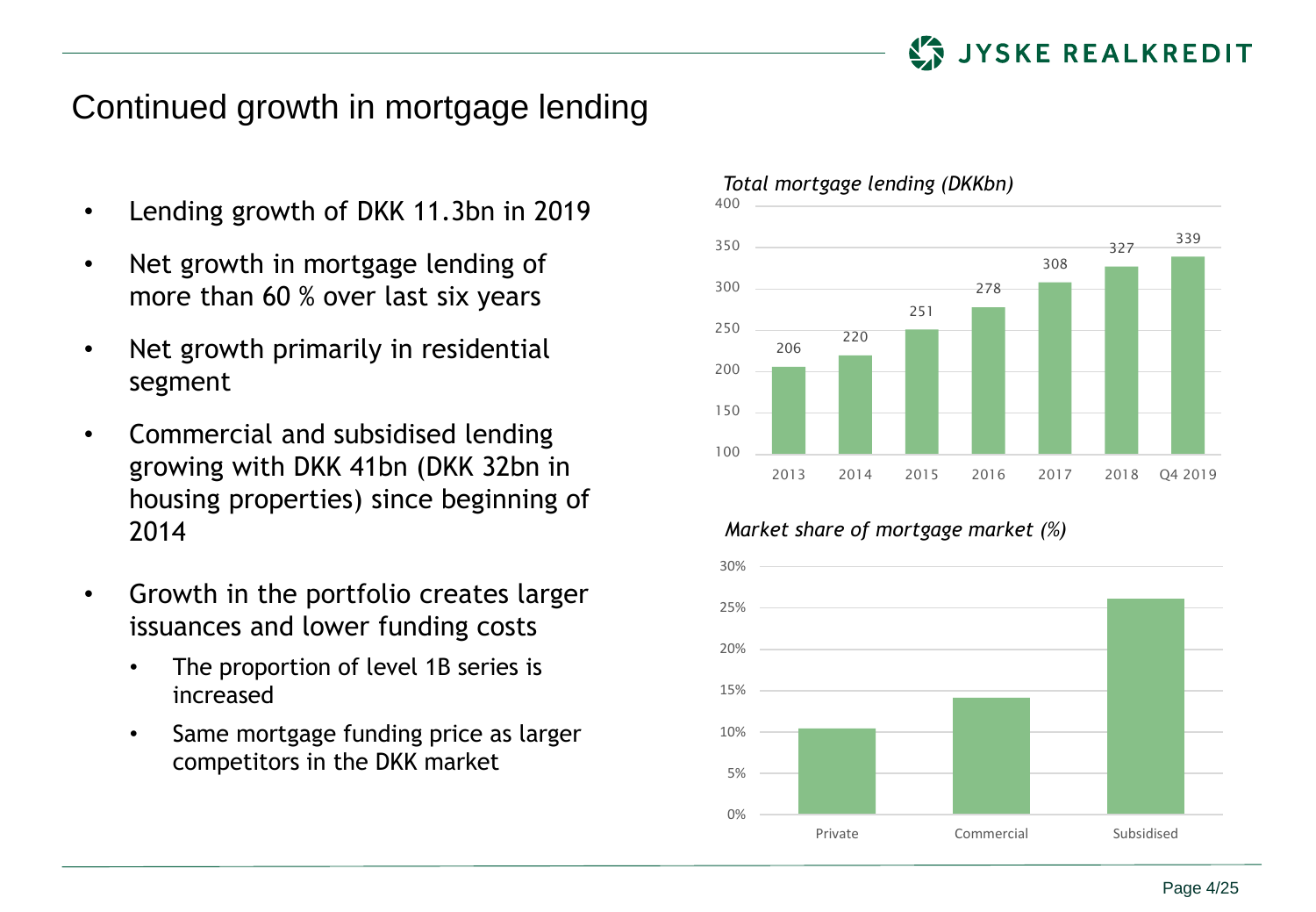# Continued growth in mortgage lending

- Lending growth of DKK 11.3bn in 2019
- Net growth in mortgage lending of more than 60 % over last six years
- Net growth primarily in residential segment
- Commercial and subsidised lending growing with DKK 41bn (DKK 32bn in housing properties) since beginning of 2014
- Growth in the portfolio creates larger issuances and lower funding costs
  - The proportion of level 1B series is increased
  - Same mortgage funding price as larger competitors in the DKK market

*Total mortgage lending (DKKbn)*

| 2013 | 2014 | 2015 | 2016 | 2017 | 2018 | Q4 2019 |
|---|---|---|---|---|---|---|
| 206 | 220 | 251 | 278 | 308 | 327 | 339 |

*Market share of mortgage market (%)*

| Private | Commercial | Subsidised |
|---|---|---|
| ~10% | ~14% | ~26% |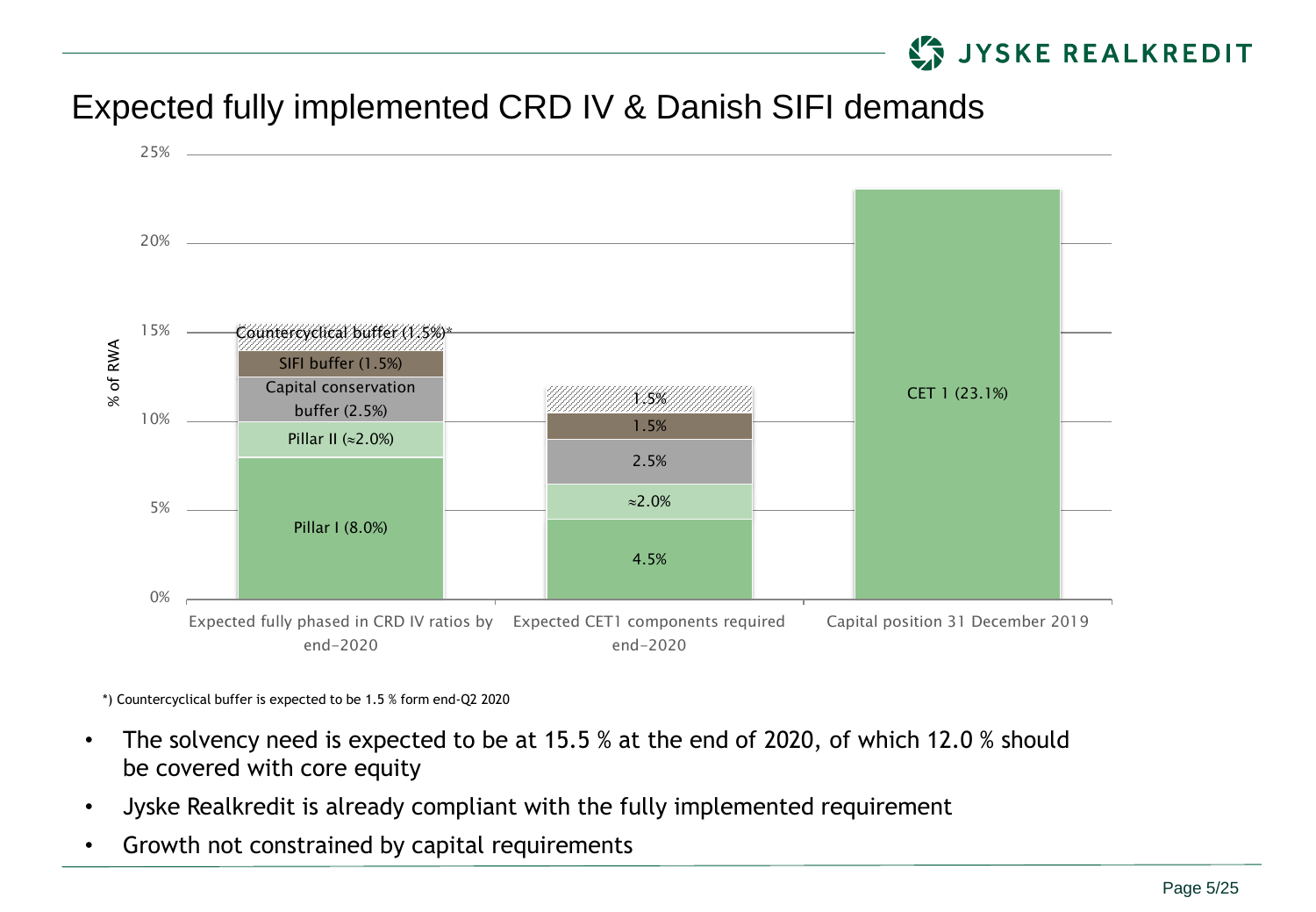# Expected fully implemented CRD IV & Danish SIFI demands

| % of RWA | Expected fully phased in CRD IV ratios by end-2020 | Expected CET1 components required end-2020 | Capital position 31 December 2019 |
|---|---|---|---|
| Pillar I | Pillar I (8.0%) | 4.5% | |
| Pillar II | Pillar II (≈2.0%) | ≈2.0% | |
| Capital conservation buffer | Capital conservation buffer (2.5%) | 2.5% | |
| SIFI buffer | SIFI buffer (1.5%) | 1.5% | |
| Countercyclical buffer | Countercyclical buffer (1.5%)* | 1.5% | |
| CET 1 | | | CET 1 (23.1%) |

*) Countercyclical buffer is expected to be 1.5 % form end-Q2 2020

- The solvency need is expected to be at 15.5 % at the end of 2020, of which 12.0 % should be covered with core equity
- Jyske Realkredit is already compliant with the fully implemented requirement
- Growth not constrained by capital requirements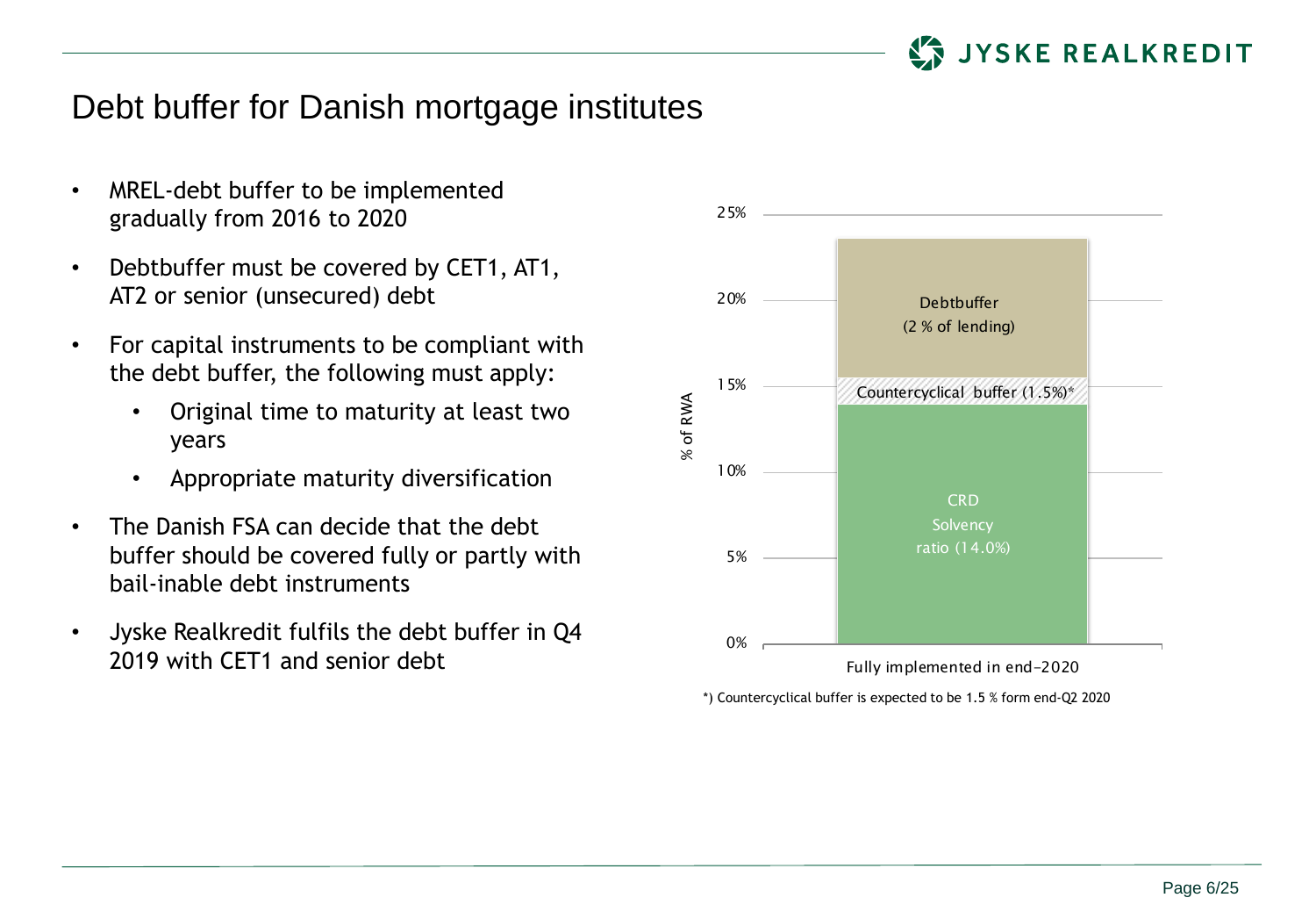# Debt buffer for Danish mortgage institutes

- MREL-debt buffer to be implemented gradually from 2016 to 2020
- Debtbuffer must be covered by CET1, AT1, AT2 or senior (unsecured) debt
- For capital instruments to be compliant with the debt buffer, the following must apply:
  - Original time to maturity at least two years
  - Appropriate maturity diversification
- The Danish FSA can decide that the debt buffer should be covered fully or partly with bail-inable debt instruments
- Jyske Realkredit fulfils the debt buffer in Q4 2019 with CET1 and senior debt

25%

20%

15%

10%

5%

0%

% of RWA

Debtbuffer
(2 % of lending)

Countercyclical buffer (1.5%)*

CRD
Solvency
ratio (14.0%)

Fully implemented in end-2020

*) Countercyclical buffer is expected to be 1.5 % form end-Q2 2020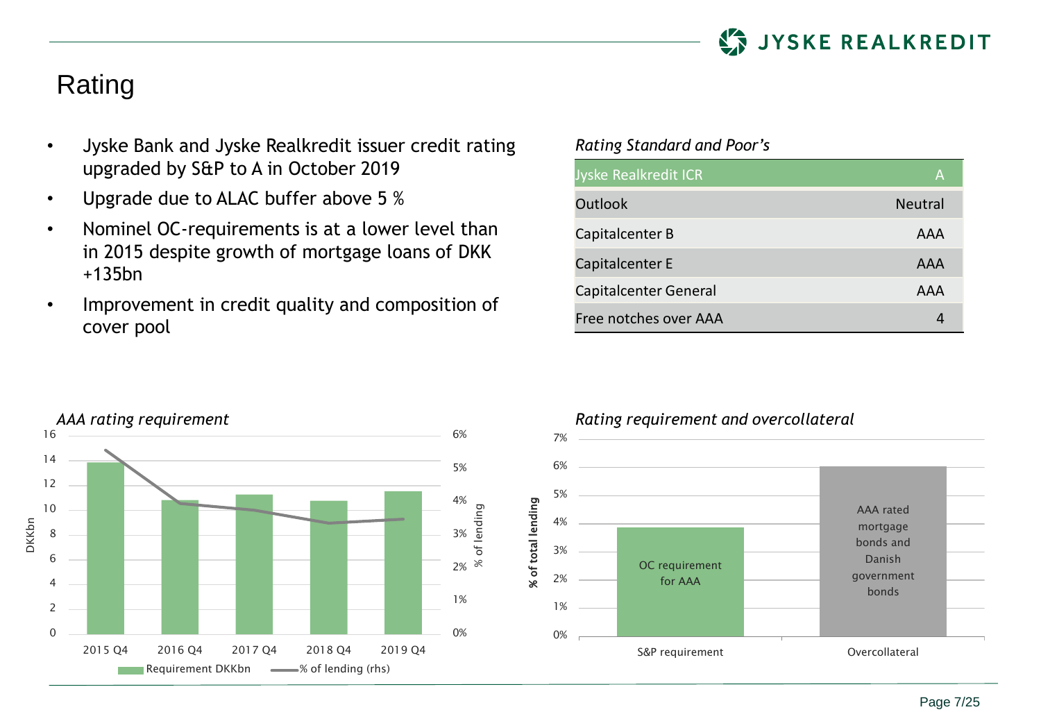# Rating

- Jyske Bank and Jyske Realkredit issuer credit rating upgraded by S&P to A in October 2019
- Upgrade due to ALAC buffer above 5 %
- Nominel OC-requirements is at a lower level than in 2015 despite growth of mortgage loans of DKK +135bn
- Improvement in credit quality and composition of cover pool

*Rating Standard and Poor's*

| Jyske Realkredit ICR | A |
|---|---|
| Outlook | Neutral |
| Capitalcenter B | AAA |
| Capitalcenter E | AAA |
| Capitalcenter General | AAA |
| Free notches over AAA | 4 |

*AAA rating requirement*

DKKbn; % of lending (rhs)

2015 Q4, 2016 Q4, 2017 Q4, 2018 Q4, 2019 Q4

Requirement DKKbn — % of lending (rhs)

*Rating requirement and overcollateral*

% of total lending

S&P requirement: OC requirement for AAA

Overcollateral: AAA rated mortgage bonds and Danish government bonds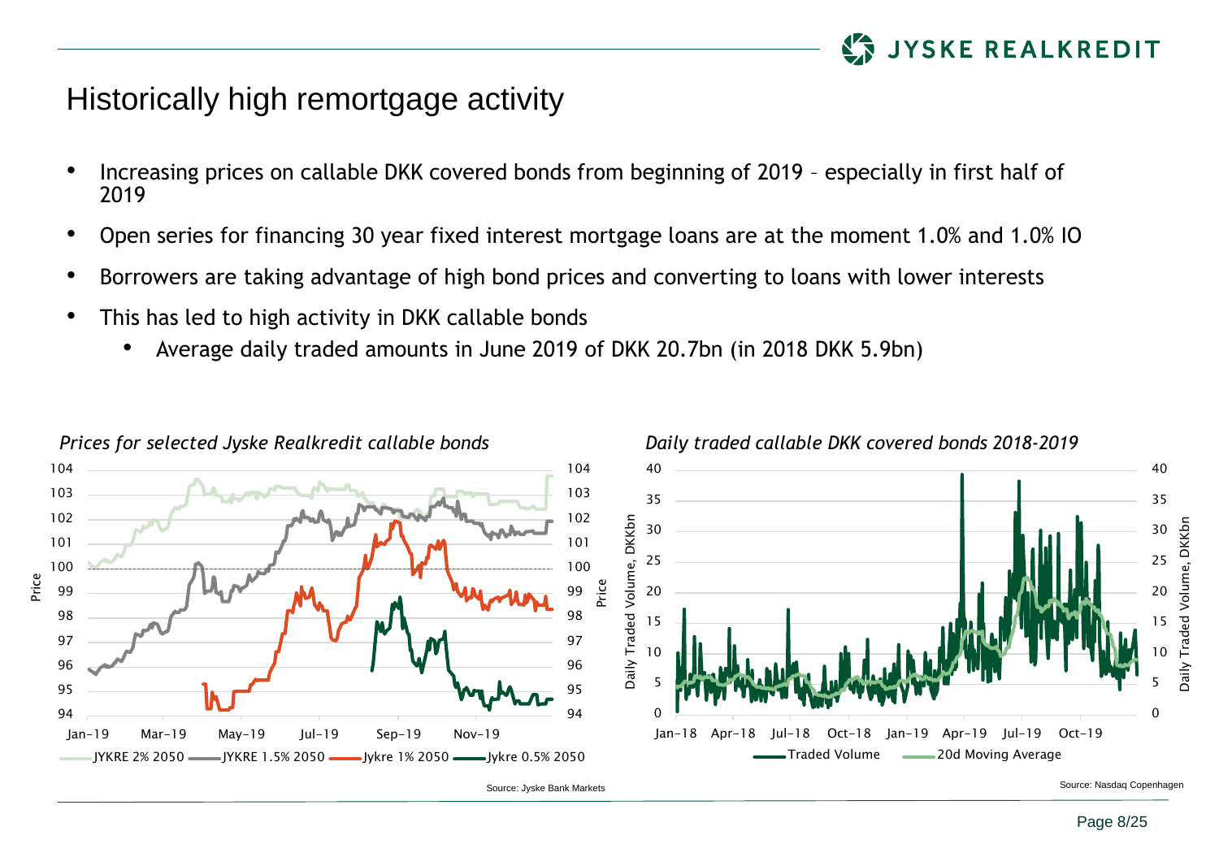# Historically high remortgage activity

- Increasing prices on callable DKK covered bonds from beginning of 2019 – especially in first half of 2019
- Open series for financing 30 year fixed interest mortgage loans are at the moment 1.0% and 1.0% IO
- Borrowers are taking advantage of high bond prices and converting to loans with lower interests
- This has led to high activity in DKK callable bonds
  - Average daily traded amounts in June 2019 of DKK 20.7bn (in 2018 DKK 5.9bn)

*Prices for selected Jyske Realkredit callable bonds*

Source: Jyske Bank Markets

*Daily traded callable DKK covered bonds 2018-2019*

Source: Nasdaq Copenhagen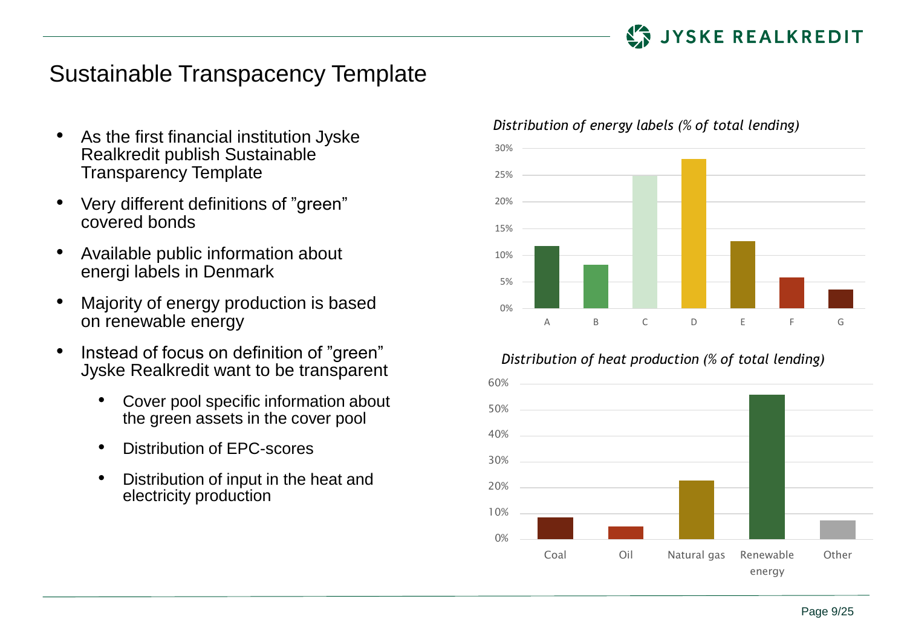# Sustainable Transpacency Template

- As the first financial institution Jyske Realkredit publish Sustainable Transparency Template
- Very different definitions of ”green” covered bonds
- Available public information about energi labels in Denmark
- Majority of energy production is based on renewable energy
- Instead of focus on definition of ”green” Jyske Realkredit want to be transparent
  - Cover pool specific information about the green assets in the cover pool
  - Distribution of EPC-scores
  - Distribution of input in the heat and electricity production

*Distribution of energy labels (% of total lending)*

| Label | Share (approx.) |
|---|---|
| A | ~12% |
| B | ~8% |
| C | ~25% |
| D | ~28% |
| E | ~12.5% |
| F | ~6% |
| G | ~3.5% |

*Distribution of heat production (% of total lending)*

| Source | Share (approx.) |
|---|---|
| Coal | ~8% |
| Oil | ~5% |
| Natural gas | ~23% |
| Renewable energy | ~56% |
| Other | ~7% |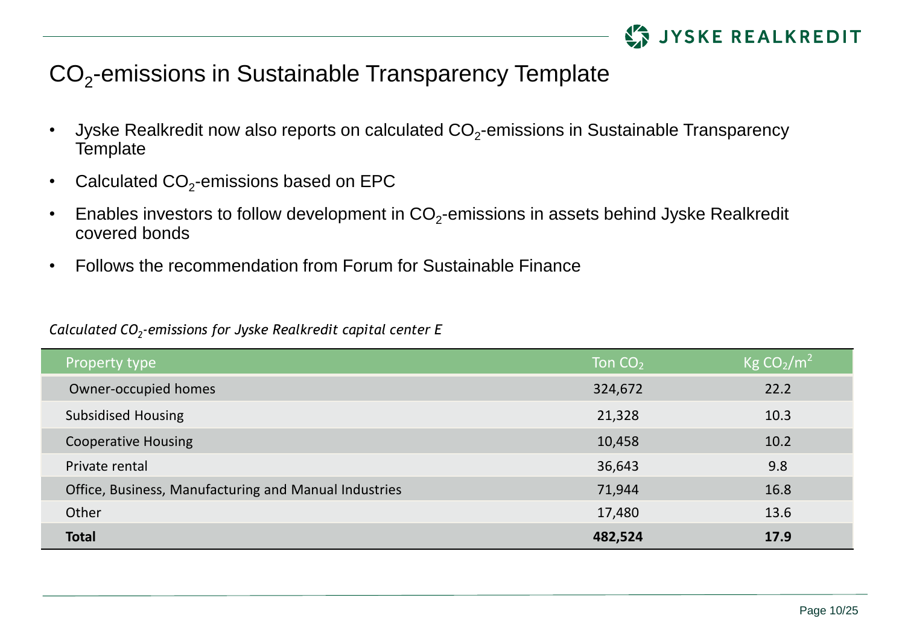# $CO_2$-emissions in Sustainable Transparency Template

- Jyske Realkredit now also reports on calculated $CO_2$-emissions in Sustainable Transparency Template
- Calculated $CO_2$-emissions based on EPC
- Enables investors to follow development in $CO_2$-emissions in assets behind Jyske Realkredit covered bonds
- Follows the recommendation from Forum for Sustainable Finance

*Calculated $CO_2$-emissions for Jyske Realkredit capital center E*

| Property type | Ton $CO_2$ | Kg $CO_2/m^2$ |
|---|---|---|
| Owner-occupied homes | 324,672 | 22.2 |
| Subsidised Housing | 21,328 | 10.3 |
| Cooperative Housing | 10,458 | 10.2 |
| Private rental | 36,643 | 9.8 |
| Office, Business, Manufacturing and Manual Industries | 71,944 | 16.8 |
| Other | 17,480 | 13.6 |
| **Total** | **482,524** | **17.9** |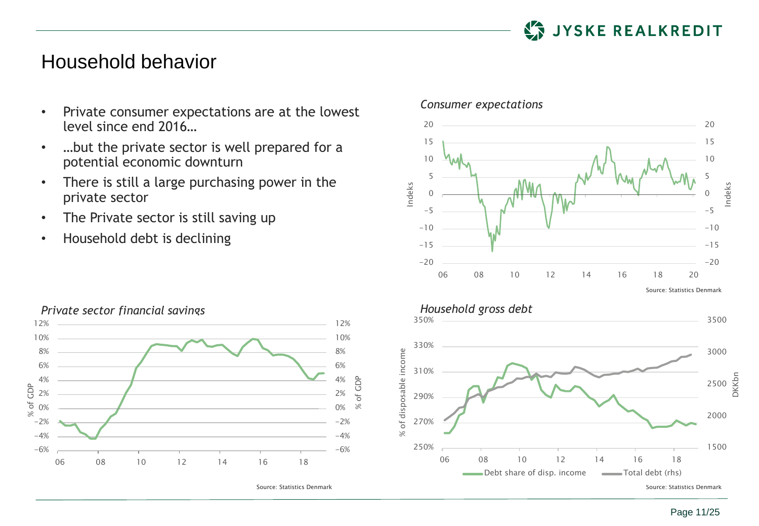# Household behavior

- Private consumer expectations are at the lowest level since end 2016…
- …but the private sector is well prepared for a potential economic downturn
- There is still a large purchasing power in the private sector
- The Private sector is still saving up
- Household debt is declining

*Consumer expectations*

Source: Statistics Denmark

*Private sector financial savings*

Source: Statistics Denmark

*Household gross debt*

Source: Statistics Denmark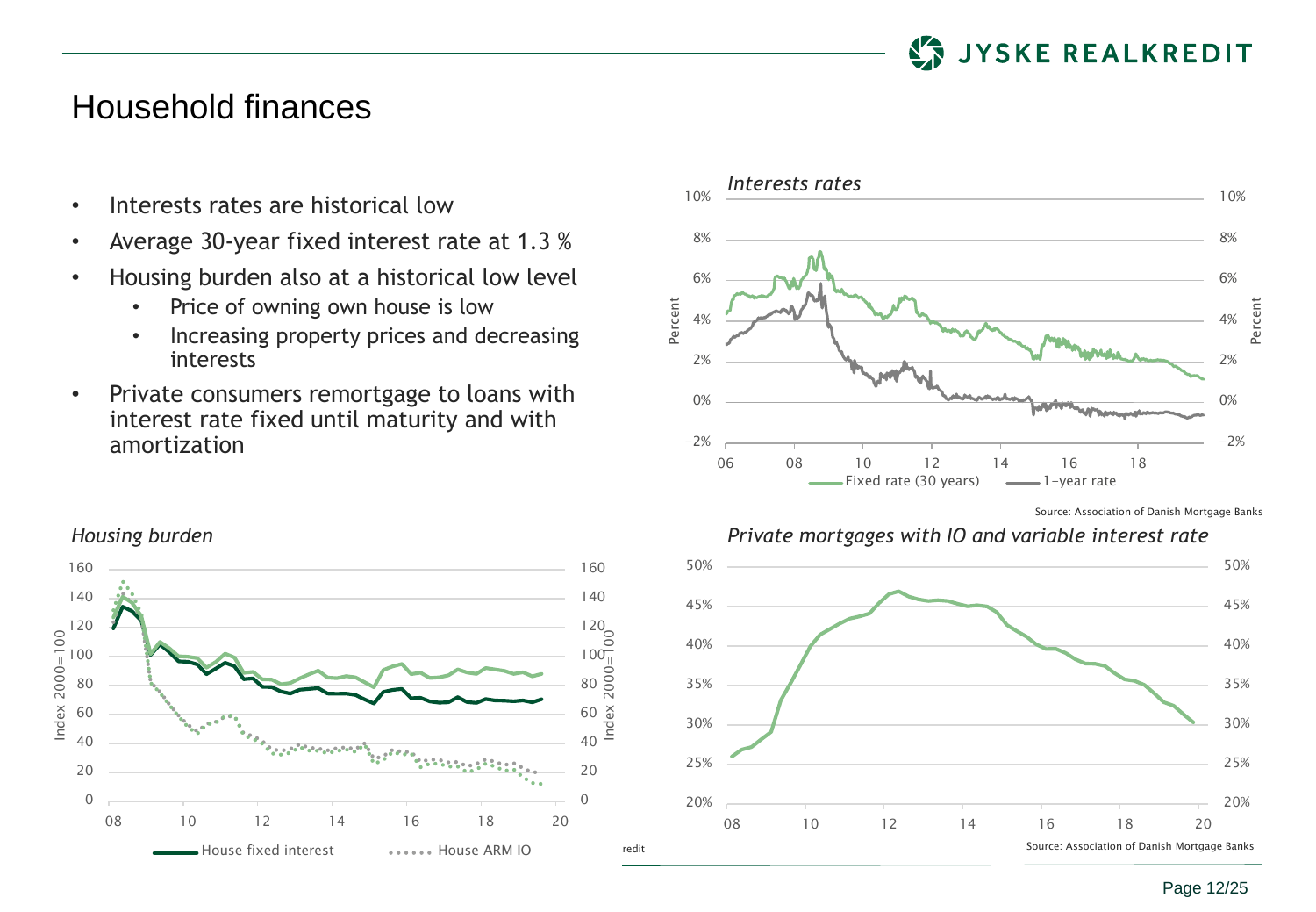# Household finances

- Interests rates are historical low
- Average 30-year fixed interest rate at 1.3 %
- Housing burden also at a historical low level
  - Price of owning own house is low
  - Increasing property prices and decreasing interests
- Private consumers remortgage to loans with interest rate fixed until maturity and with amortization

*Interests rates*

Fixed rate (30 years) — 1-year rate

Source: Association of Danish Mortgage Banks

*Housing burden*

House fixed interest — House ARM IO

*Private mortgages with IO and variable interest rate*

Source: Association of Danish Mortgage Banks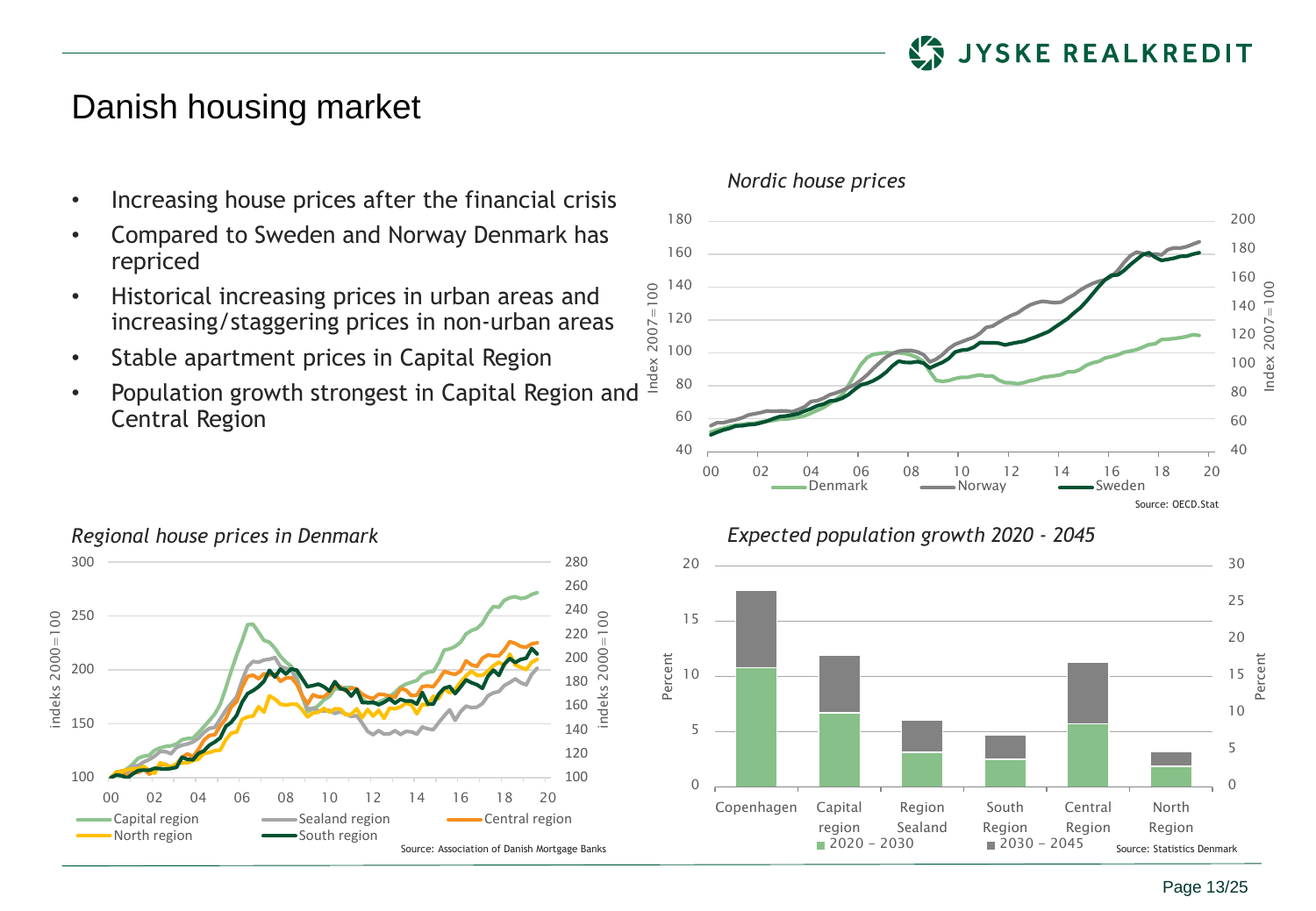# Danish housing market

- Increasing house prices after the financial crisis
- Compared to Sweden and Norway Denmark has repriced
- Historical increasing prices in urban areas and increasing/staggering prices in non-urban areas
- Stable apartment prices in Capital Region
- Population growth strongest in Capital Region and Central Region

*Nordic house prices*

Source: OECD.Stat

*Regional house prices in Denmark*

Source: Association of Danish Mortgage Banks

*Expected population growth 2020 - 2045*

Source: Statistics Denmark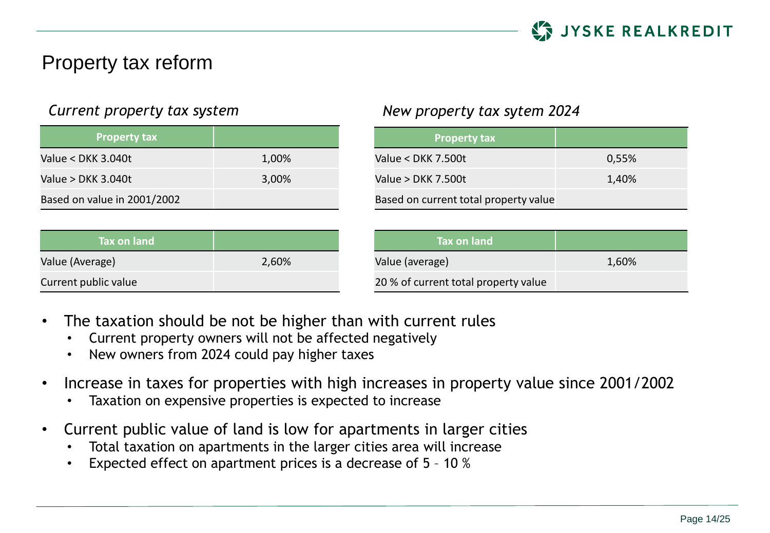# Property tax reform

*Current property tax system*

| Property tax | |
|---|---|
| Value < DKK 3.040t | 1,00% |
| Value > DKK 3.040t | 3,00% |
| Based on value in 2001/2002 | |

| Tax on land | |
|---|---|
| Value (Average) | 2,60% |
| Current public value | |

*New property tax sytem 2024*

| Property tax | |
|---|---|
| Value < DKK 7.500t | 0,55% |
| Value > DKK 7.500t | 1,40% |
| Based on current total property value | |

| Tax on land | |
|---|---|
| Value (average) | 1,60% |
| 20 % of current total property value | |

- The taxation should be not be higher than with current rules
  - Current property owners will not be affected negatively
  - New owners from 2024 could pay higher taxes
- Increase in taxes for properties with high increases in property value since 2001/2002
  - Taxation on expensive properties is expected to increase
- Current public value of land is low for apartments in larger cities
  - Total taxation on apartments in the larger cities area will increase
  - Expected effect on apartment prices is a decrease of 5 – 10 %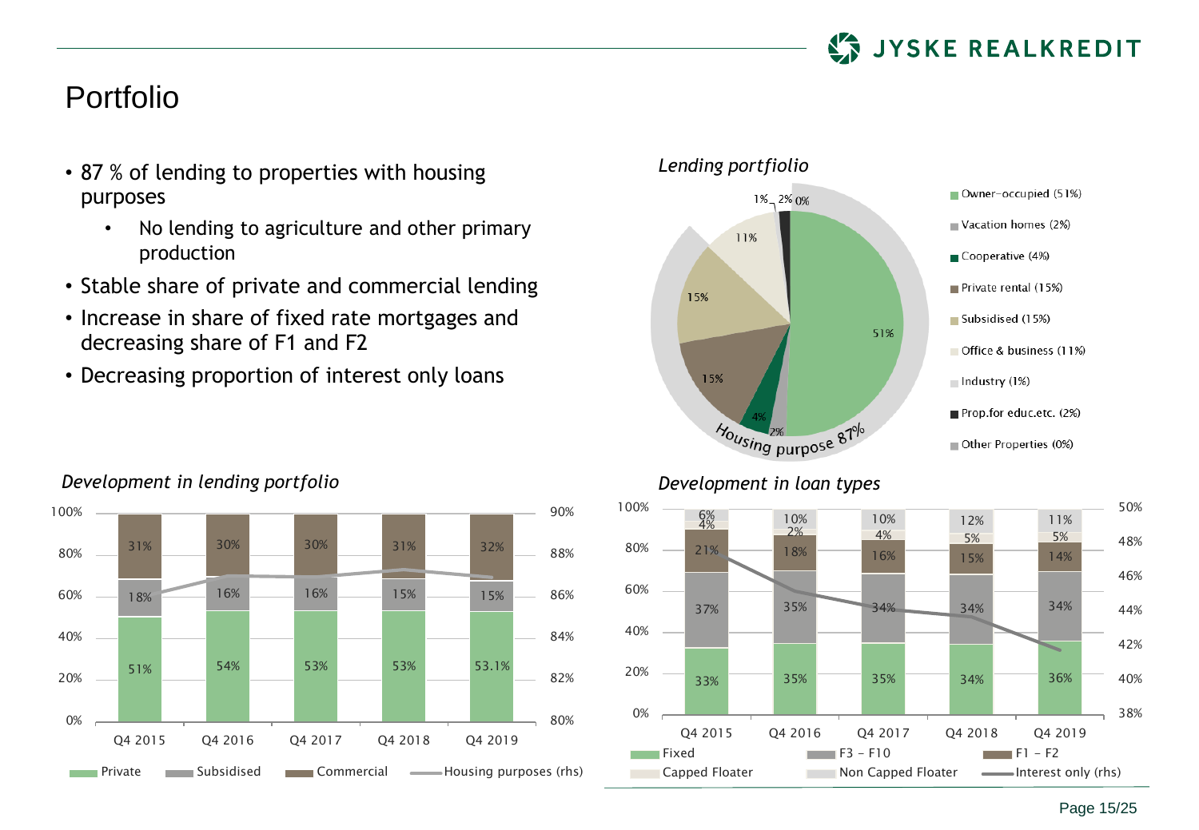# Portfolio

- 87 % of lending to properties with housing purposes
  - No lending to agriculture and other primary production
- Stable share of private and commercial lending
- Increase in share of fixed rate mortgages and decreasing share of F1 and F2
- Decreasing proportion of interest only loans

*Lending portfiolio*

| Category | Share |
|---|---|
| Owner-occupied | 51% |
| Vacation homes | 2% |
| Cooperative | 4% |
| Private rental | 15% |
| Subsidised | 15% |
| Office & business | 11% |
| Industry | 1% |
| Prop.for educ.etc. | 2% |
| Other Properties | 0% |

Housing purpose 87%

*Development in lending portfolio*

| | Q4 2015 | Q4 2016 | Q4 2017 | Q4 2018 | Q4 2019 |
|---|---|---|---|---|---|
| Private | 51% | 54% | 53% | 53% | 53.1% |
| Subsidised | 18% | 16% | 16% | 15% | 15% |
| Commercial | 31% | 30% | 30% | 31% | 32% |

Housing purposes (rhs)

*Development in loan types*

| | Q4 2015 | Q4 2016 | Q4 2017 | Q4 2018 | Q4 2019 |
|---|---|---|---|---|---|
| Fixed | 33% | 35% | 35% | 34% | 36% |
| F3 - F10 | 37% | 35% | 34% | 34% | 34% |
| F1 - F2 | 21% | 18% | 16% | 15% | 14% |
| Capped Floater | 4% | 2% | 4% | 5% | 5% |
| Non Capped Floater | 6% | 10% | 10% | 12% | 11% |

Interest only (rhs)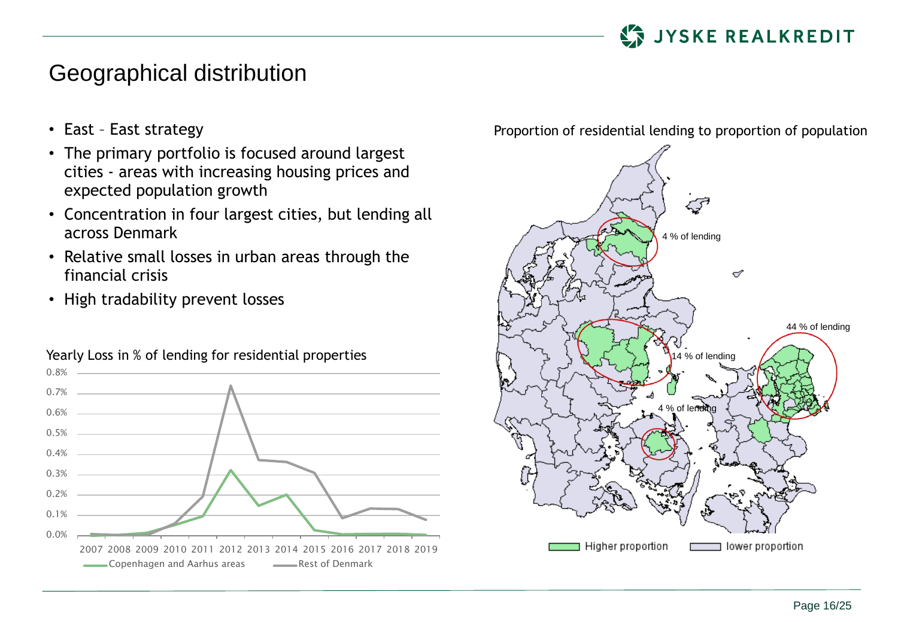# Geographical distribution

- East – East strategy
- The primary portfolio is focused around largest cities - areas with increasing housing prices and expected population growth
- Concentration in four largest cities, but lending all across Denmark
- Relative small losses in urban areas through the financial crisis
- High tradability prevent losses

Yearly Loss in % of lending for residential properties

Legend: Copenhagen and Aarhus areas; Rest of Denmark

Proportion of residential lending to proportion of population

Map labels: 4 % of lending; 14 % of lending; 44 % of lending; 4 % of lending

Legend: Higher proportion; lower proportion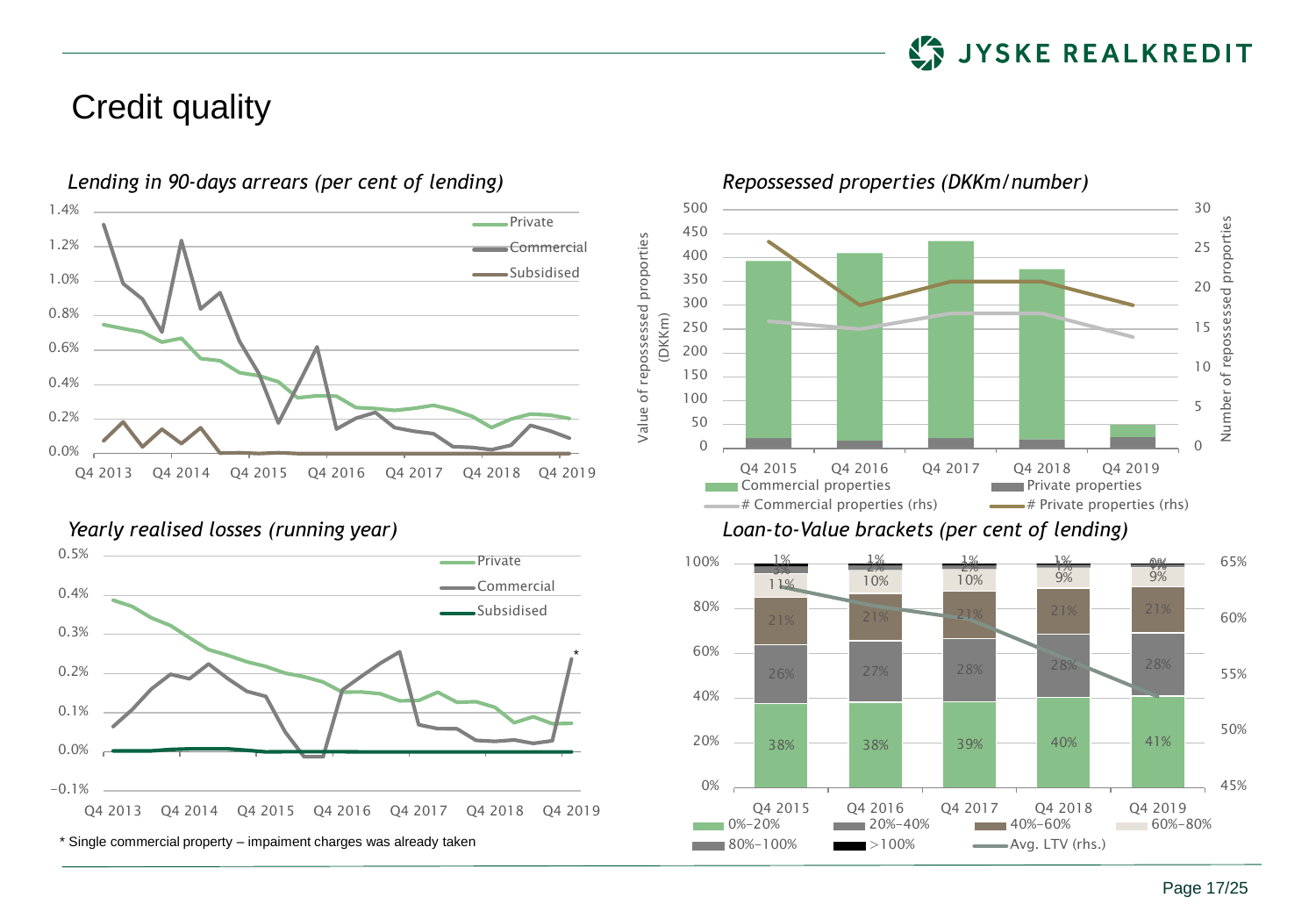# Credit quality

*Lending in 90-days arrears (per cent of lending)*

*Repossessed properties (DKKm/number)*

*Yearly realised losses (running year)*

\* Single commercial property – impaiment charges was already taken

*Loan-to-Value brackets (per cent of lending)*

| | 0%–20% | 20%–40% | 40%–60% | 60%–80% | 80%–100% | >100% |
|---|---|---|---|---|---|---|
| Q4 2015 | 38% | 26% | 21% | 11% | 3% | 1% |
| Q4 2016 | 38% | 27% | 21% | 10% | 2% | 1% |
| Q4 2017 | 39% | 28% | 21% | 10% | 2% | 1% |
| Q4 2018 | 40% | 28% | 21% | 9% | 1% | 1% |
| Q4 2019 | 41% | 28% | 21% | 9% | 1% | 0% |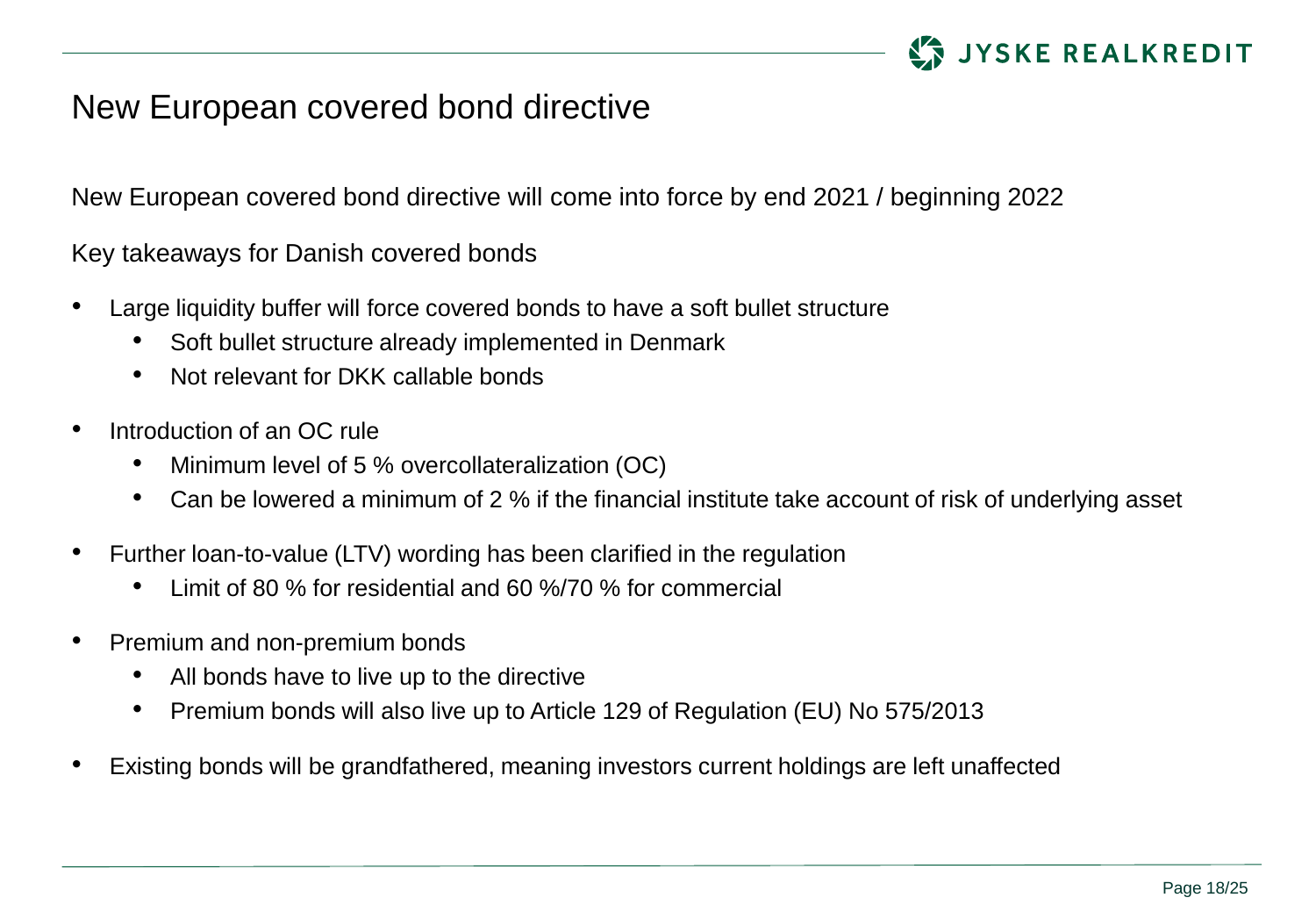# New European covered bond directive

New European covered bond directive will come into force by end 2021 / beginning 2022

Key takeaways for Danish covered bonds

- Large liquidity buffer will force covered bonds to have a soft bullet structure
  - Soft bullet structure already implemented in Denmark
  - Not relevant for DKK callable bonds
- Introduction of an OC rule
  - Minimum level of 5 % overcollateralization (OC)
  - Can be lowered a minimum of 2 % if the financial institute take account of risk of underlying asset
- Further loan-to-value (LTV) wording has been clarified in the regulation
  - Limit of 80 % for residential and 60 %/70 % for commercial
- Premium and non-premium bonds
  - All bonds have to live up to the directive
  - Premium bonds will also live up to Article 129 of Regulation (EU) No 575/2013
- Existing bonds will be grandfathered, meaning investors current holdings are left unaffected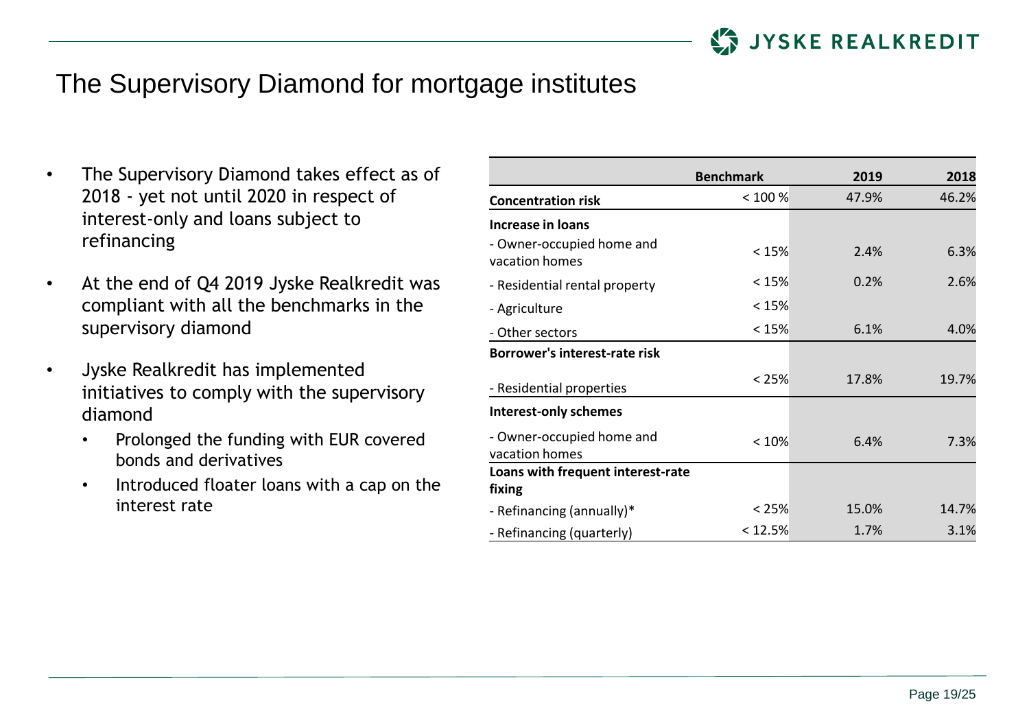# The Supervisory Diamond for mortgage institutes

- The Supervisory Diamond takes effect as of 2018 - yet not until 2020 in respect of interest-only and loans subject to refinancing
- At the end of Q4 2019 Jyske Realkredit was compliant with all the benchmarks in the supervisory diamond
- Jyske Realkredit has implemented initiatives to comply with the supervisory diamond
  - Prolonged the funding with EUR covered bonds and derivatives
  - Introduced floater loans with a cap on the interest rate

| | Benchmark | 2019 | 2018 |
|---|---|---|---|
| **Concentration risk** | < 100 % | 47.9% | 46.2% |
| **Increase in loans** | | | |
| - Owner-occupied home and vacation homes | < 15% | 2.4% | 6.3% |
| - Residential rental property | < 15% | 0.2% | 2.6% |
| - Agriculture | < 15% | | |
| - Other sectors | < 15% | 6.1% | 4.0% |
| **Borrower's interest-rate risk** | | | |
| - Residential properties | < 25% | 17.8% | 19.7% |
| **Interest-only schemes** | | | |
| - Owner-occupied home and vacation homes | < 10% | 6.4% | 7.3% |
| **Loans with frequent interest-rate fixing** | | | |
| - Refinancing (annually)* | < 25% | 15.0% | 14.7% |
| - Refinancing (quarterly) | < 12.5% | 1.7% | 3.1% |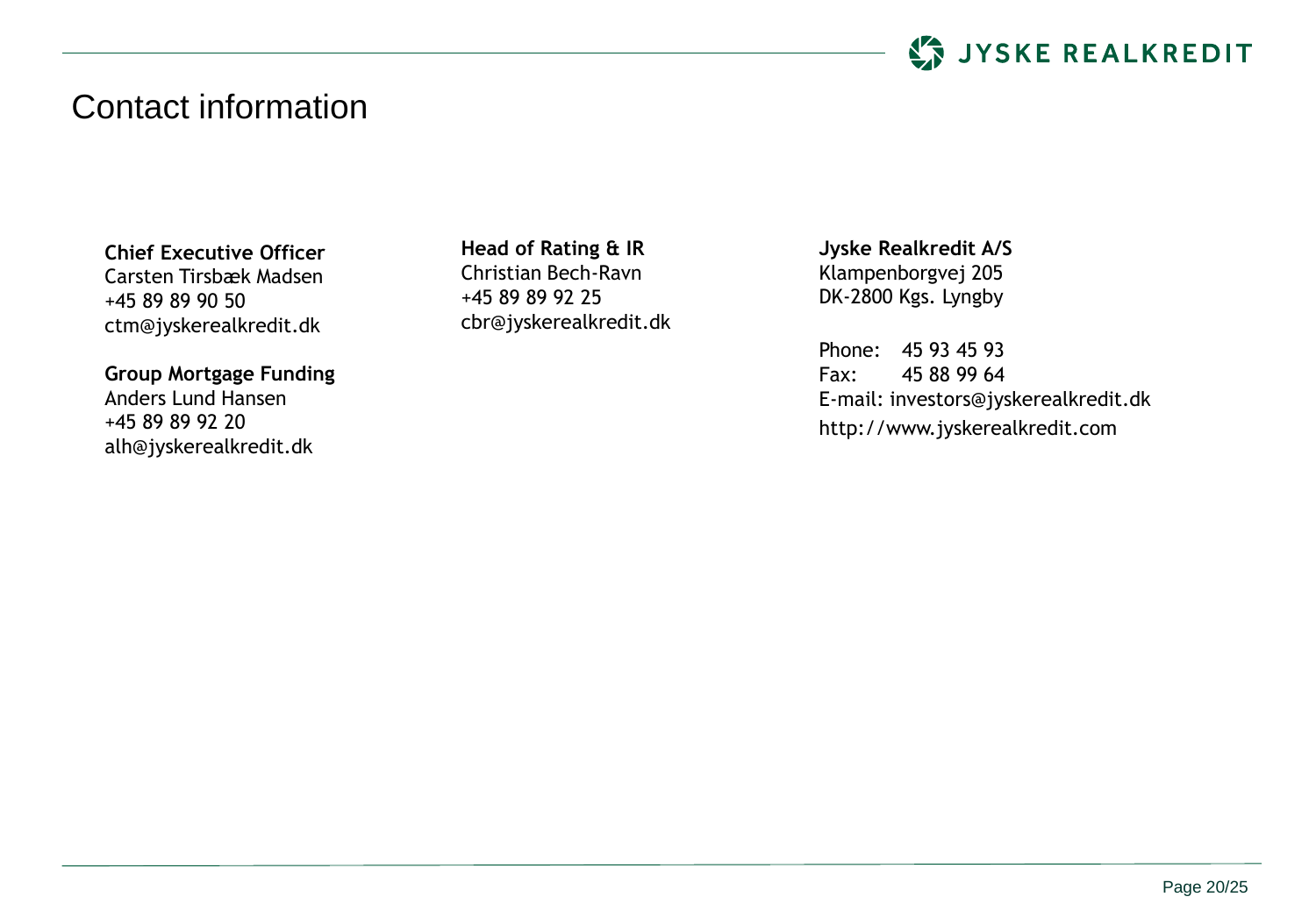# Contact information

**Chief Executive Officer**
Carsten Tirsbæk Madsen
+45 89 89 90 50
ctm@jyskerealkredit.dk

**Group Mortgage Funding**
Anders Lund Hansen
+45 89 89 92 20
alh@jyskerealkredit.dk

**Head of Rating & IR**
Christian Bech-Ravn
+45 89 89 92 25
cbr@jyskerealkredit.dk

**Jyske Realkredit A/S**
Klampenborgvej 205
DK-2800 Kgs. Lyngby

Phone: 45 93 45 93
Fax: 45 88 99 64
E-mail: investors@jyskerealkredit.dk
http://www.jyskerealkredit.com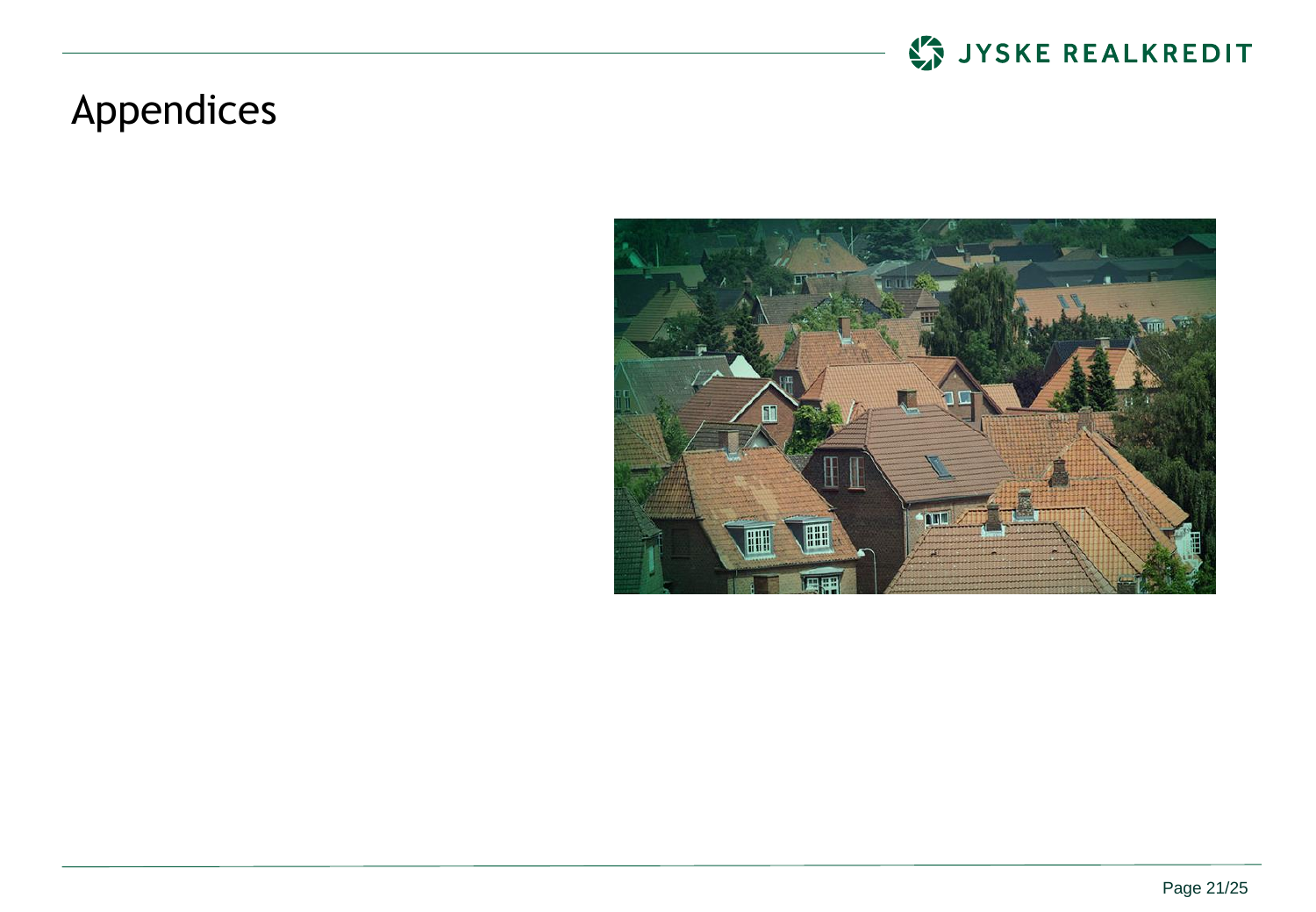# Appendices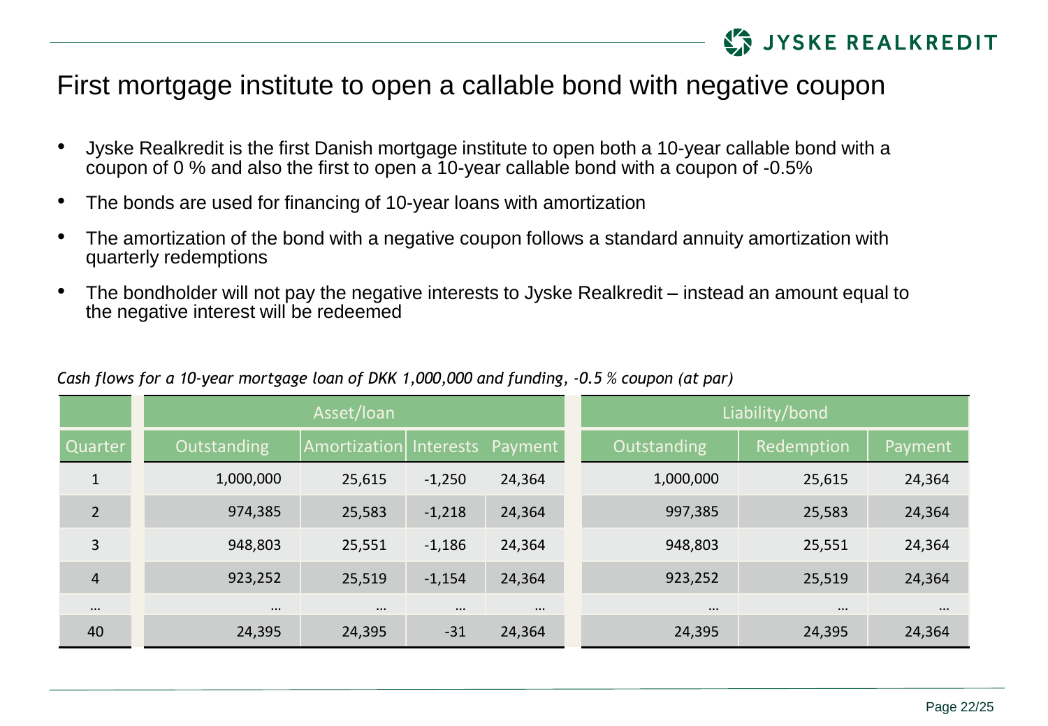# First mortgage institute to open a callable bond with negative coupon

- Jyske Realkredit is the first Danish mortgage institute to open both a 10-year callable bond with a coupon of 0 % and also the first to open a 10-year callable bond with a coupon of -0.5%
- The bonds are used for financing of 10-year loans with amortization
- The amortization of the bond with a negative coupon follows a standard annuity amortization with quarterly redemptions
- The bondholder will not pay the negative interests to Jyske Realkredit – instead an amount equal to the negative interest will be redeemed

*Cash flows for a 10-year mortgage loan of DKK 1,000,000 and funding, -0.5 % coupon (at par)*

| | Asset/loan | | | | Liability/bond | | |
|---|---|---|---|---|---|---|---|
| Quarter | Outstanding | Amortization | Interests | Payment | Outstanding | Redemption | Payment |
| 1 | 1,000,000 | 25,615 | -1,250 | 24,364 | 1,000,000 | 25,615 | 24,364 |
| 2 | 974,385 | 25,583 | -1,218 | 24,364 | 997,385 | 25,583 | 24,364 |
| 3 | 948,803 | 25,551 | -1,186 | 24,364 | 948,803 | 25,551 | 24,364 |
| 4 | 923,252 | 25,519 | -1,154 | 24,364 | 923,252 | 25,519 | 24,364 |
| … | … | … | … | … | … | … | … |
| 40 | 24,395 | 24,395 | -31 | 24,364 | 24,395 | 24,395 | 24,364 |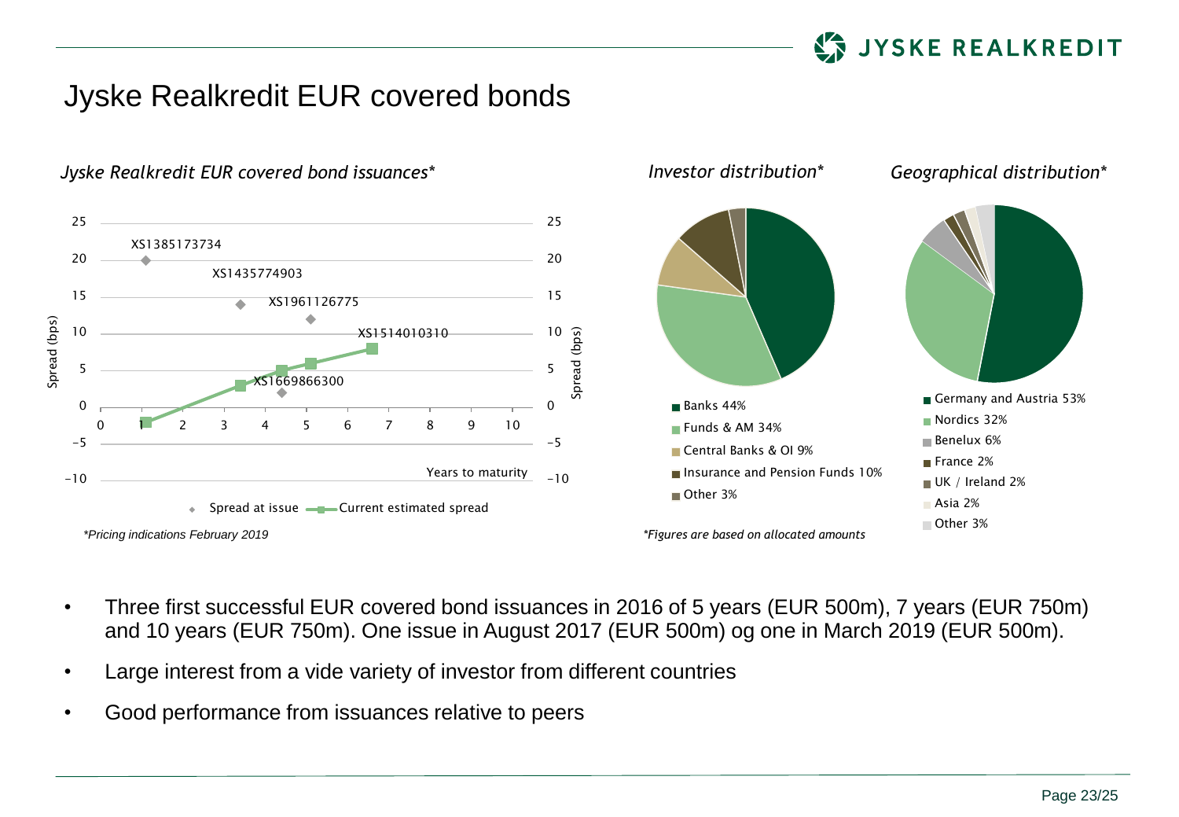# Jyske Realkredit EUR covered bonds

*Jyske Realkredit EUR covered bond issuances**

Spread (bps)

XS1385173734

XS1435774903

XS1961126775

XS1514010310

XS1669866300

Years to maturity

◆ Spread at issue — Current estimated spread

*\*Pricing indications February 2019*

*Investor distribution**

- Banks 44%
- Funds & AM 34%
- Central Banks & OI 9%
- Insurance and Pension Funds 10%
- Other 3%

*\*Figures are based on allocated amounts*

*Geographical distribution**

- Germany and Austria 53%
- Nordics 32%
- Benelux 6%
- France 2%
- UK / Ireland 2%
- Asia 2%
- Other 3%

- Three first successful EUR covered bond issuances in 2016 of 5 years (EUR 500m), 7 years (EUR 750m) and 10 years (EUR 750m). One issue in August 2017 (EUR 500m) og one in March 2019 (EUR 500m).
- Large interest from a vide variety of investor from different countries
- Good performance from issuances relative to peers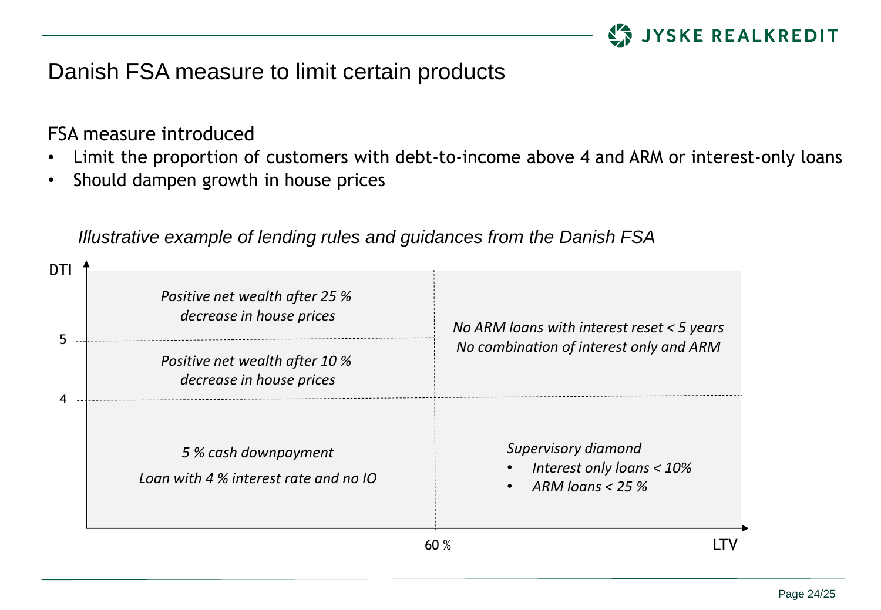# Danish FSA measure to limit certain products

FSA measure introduced

- Limit the proportion of customers with debt-to-income above 4 and ARM or interest-only loans
- Should dampen growth in house prices

*Illustrative example of lending rules and guidances from the Danish FSA*

| DTI \ LTV | Below 60 % | Above 60 % |
| --- | --- | --- |
| Above 5 | *Positive net wealth after 25 % decrease in house prices* | *No ARM loans with interest reset < 5 years*<br>*No combination of interest only and ARM* |
| 4–5 | *Positive net wealth after 10 % decrease in house prices* | |
| Below 4 | *5 % cash downpayment*<br>*Loan with 4 % interest rate and no IO* | *Supervisory diamond*<br>• *Interest only loans < 10%*<br>• *ARM loans < 25 %* |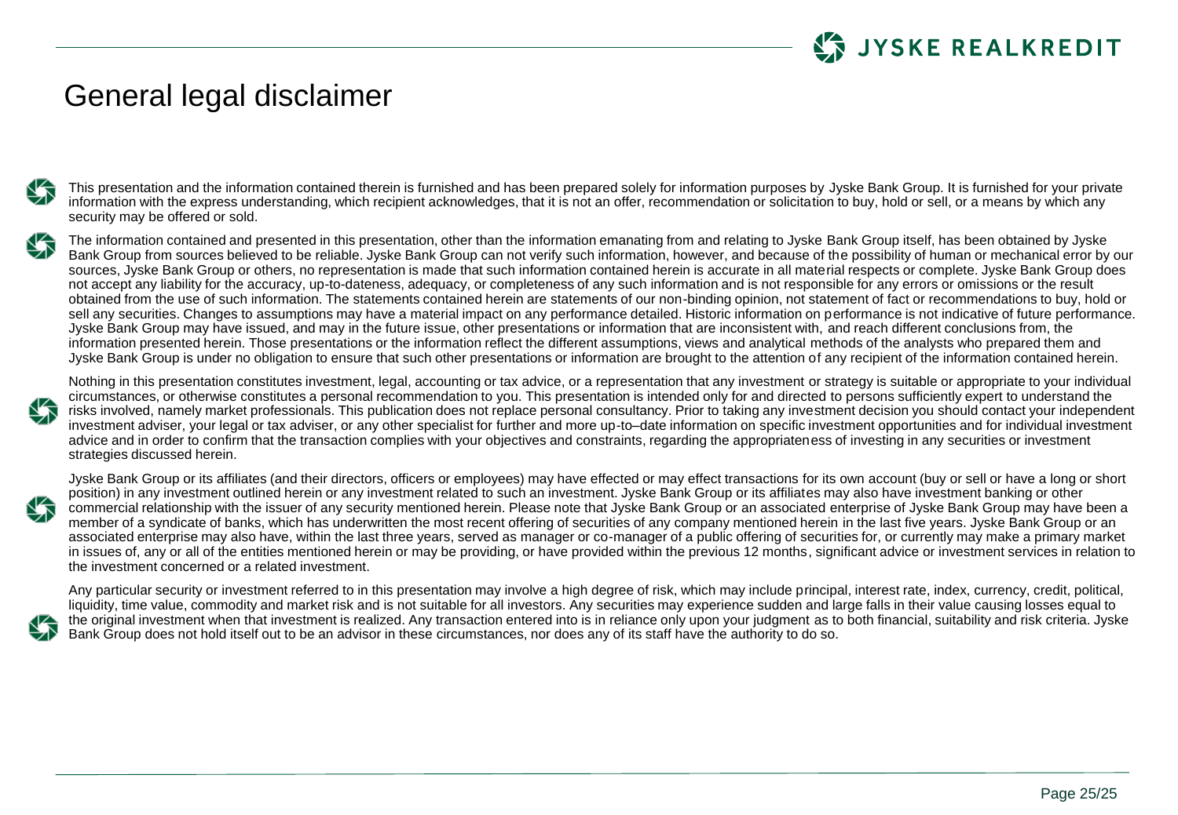# General legal disclaimer

- This presentation and the information contained therein is furnished and has been prepared solely for information purposes by Jyske Bank Group. It is furnished for your private information with the express understanding, which recipient acknowledges, that it is not an offer, recommendation or solicitation to buy, hold or sell, or a means by which any security may be offered or sold.

- The information contained and presented in this presentation, other than the information emanating from and relating to Jyske Bank Group itself, has been obtained by Jyske Bank Group from sources believed to be reliable. Jyske Bank Group can not verify such information, however, and because of the possibility of human or mechanical error by our sources, Jyske Bank Group or others, no representation is made that such information contained herein is accurate in all material respects or complete. Jyske Bank Group does not accept any liability for the accuracy, up-to-dateness, adequacy, or completeness of any such information and is not responsible for any errors or omissions or the result obtained from the use of such information. The statements contained herein are statements of our non-binding opinion, not statement of fact or recommendations to buy, hold or sell any securities. Changes to assumptions may have a material impact on any performance detailed. Historic information on performance is not indicative of future performance. Jyske Bank Group may have issued, and may in the future issue, other presentations or information that are inconsistent with, and reach different conclusions from, the information presented herein. Those presentations or the information reflect the different assumptions, views and analytical methods of the analysts who prepared them and Jyske Bank Group is under no obligation to ensure that such other presentations or information are brought to the attention of any recipient of the information contained herein.

- Nothing in this presentation constitutes investment, legal, accounting or tax advice, or a representation that any investment or strategy is suitable or appropriate to your individual circumstances, or otherwise constitutes a personal recommendation to you. This presentation is intended only for and directed to persons sufficiently expert to understand the risks involved, namely market professionals. This publication does not replace personal consultancy. Prior to taking any investment decision you should contact your independent investment adviser, your legal or tax adviser, or any other specialist for further and more up-to–date information on specific investment opportunities and for individual investment advice and in order to confirm that the transaction complies with your objectives and constraints, regarding the appropriateness of investing in any securities or investment strategies discussed herein.

- Jyske Bank Group or its affiliates (and their directors, officers or employees) may have effected or may effect transactions for its own account (buy or sell or have a long or short position) in any investment outlined herein or any investment related to such an investment. Jyske Bank Group or its affiliates may also have investment banking or other commercial relationship with the issuer of any security mentioned herein. Please note that Jyske Bank Group or an associated enterprise of Jyske Bank Group may have been a member of a syndicate of banks, which has underwritten the most recent offering of securities of any company mentioned herein in the last five years. Jyske Bank Group or an associated enterprise may also have, within the last three years, served as manager or co-manager of a public offering of securities for, or currently may make a primary market in issues of, any or all of the entities mentioned herein or may be providing, or have provided within the previous 12 months, significant advice or investment services in relation to the investment concerned or a related investment.

- Any particular security or investment referred to in this presentation may involve a high degree of risk, which may include principal, interest rate, index, currency, credit, political, liquidity, time value, commodity and market risk and is not suitable for all investors. Any securities may experience sudden and large falls in their value causing losses equal to the original investment when that investment is realized. Any transaction entered into is in reliance only upon your judgment as to both financial, suitability and risk criteria. Jyske Bank Group does not hold itself out to be an advisor in these circumstances, nor does any of its staff have the authority to do so.